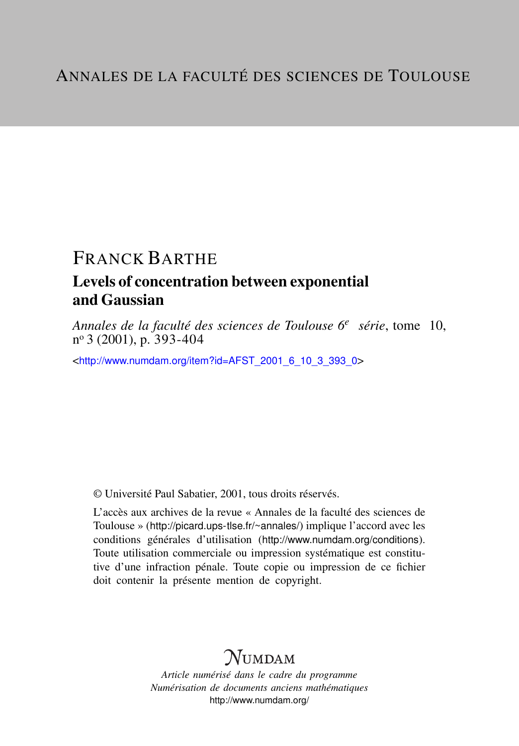# Annales de la faculté des sciences de Toulouse

## FRANCK BARTHE

## Levels of concentration between exponential and Gaussian

*Annales de la faculté des sciences de Toulouse 6e série*, tome 10, nº 3 (2001), p. 393-404

<http://www.numdam.org/item?id=AFST_2001_6_10_3_393_0>

© Université Paul Sabatier, 2001, tous droits réservés.

L'accès aux archives de la revue « Annales de la faculté des sciences de Toulouse » (http://picard.ups-tlse.fr/~annales/) implique l'accord avec les conditions générales d'utilisation (http://www.numdam.org/conditions). Toute utilisation commerciale ou impression systématique est constitutive d'une infraction pénale. Toute copie ou impression de ce fichier doit contenir la présente mention de copyright.

NUMDAM

*Article numérisé dans le cadre du programme*
*Numérisation de documents anciens mathématiques*
http://www.numdam.org/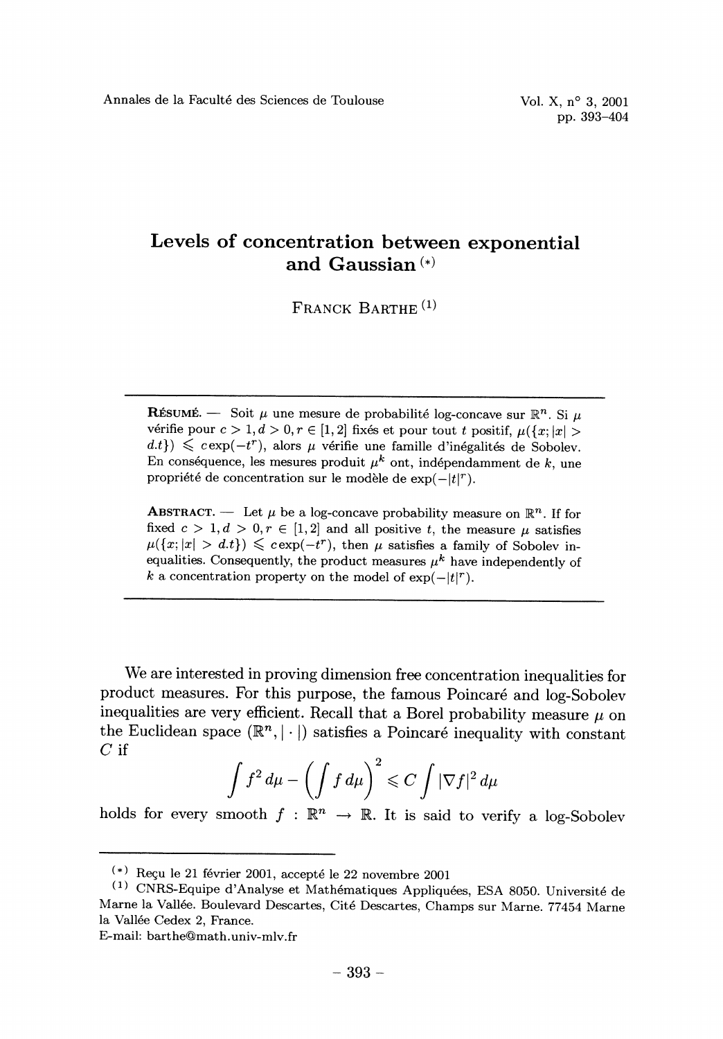# Levels of concentration between exponential and Gaussian [(*)]

FRANCK BARTHE [(1)]

---

**RÉSUMÉ.** — Soit $\mu$ une mesure de probabilité log-concave sur $\mathbb{R}^n$. Si $\mu$ vérifie pour $c > 1, d > 0, r \in [1, 2]$ fixés et pour tout $t$ positif, $\mu(\{x; |x| > d.t\}) \leqslant c\exp(-t^r)$, alors $\mu$ vérifie une famille d'inégalités de Sobolev. En conséquence, les mesures produit $\mu^k$ ont, indépendamment de $k$, une propriété de concentration sur le modèle de $\exp(-|t|^r)$.

**ABSTRACT.** — Let $\mu$ be a log-concave probability measure on $\mathbb{R}^n$. If for fixed $c > 1, d > 0, r \in [1, 2]$ and all positive $t$, the measure $\mu$ satisfies $\mu(\{x; |x| > d.t\}) \leqslant c\exp(-t^r)$, then $\mu$ satisfies a family of Sobolev inequalities. Consequently, the product measures $\mu^k$ have independently of $k$ a concentration property on the model of $\exp(-|t|^r)$.

---

We are interested in proving dimension free concentration inequalities for product measures. For this purpose, the famous Poincaré and log-Sobolev inequalities are very efficient. Recall that a Borel probability measure $\mu$ on the Euclidean space $(\mathbb{R}^n, |\cdot|)$ satisfies a Poincaré inequality with constant $C$ if

$$\int f^2 \, d\mu - \left(\int f \, d\mu\right)^2 \leqslant C \int |\nabla f|^2 \, d\mu$$

holds for every smooth $f : \mathbb{R}^n \to \mathbb{R}$. It is said to verify a log-Sobolev

---

[(*)] Reçu le 21 février 2001, accepté le 22 novembre 2001

[(1)] CNRS-Equipe d'Analyse et Mathématiques Appliquées, ESA 8050. Université de Marne la Vallée. Boulevard Descartes, Cité Descartes, Champs sur Marne. 77454 Marne la Vallée Cedex 2, France.

E-mail: barthe@math.univ-mlv.fr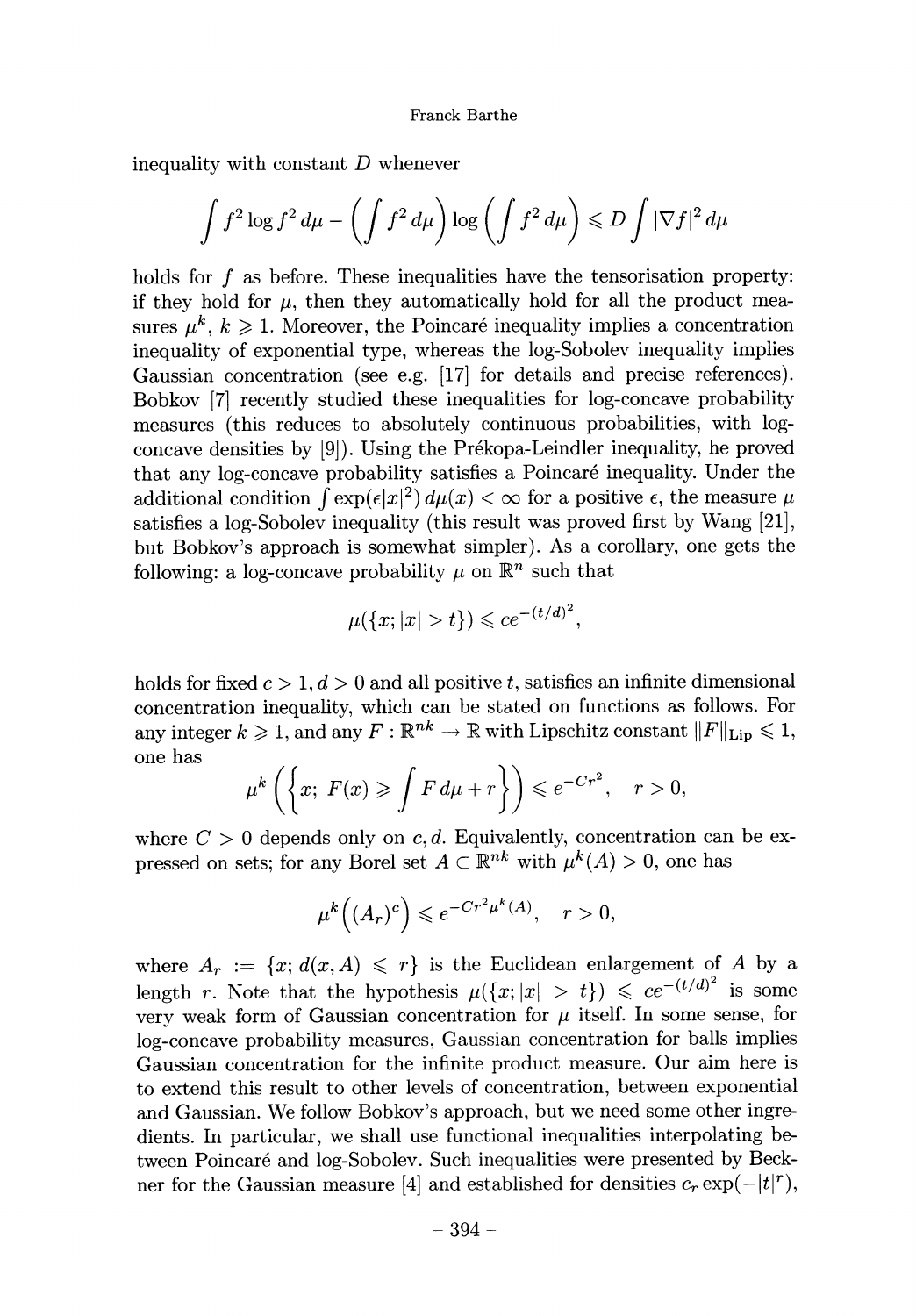inequality with constant $D$ whenever

$$\int f^2 \log f^2 \, d\mu - \Big(\int f^2 \, d\mu\Big) \log \Big(\int f^2 \, d\mu\Big) \leqslant D \int |\nabla f|^2 \, d\mu$$

holds for $f$ as before. These inequalities have the tensorisation property: if they hold for $\mu$, then they automatically hold for all the product measures $\mu^k$, $k \geqslant 1$. Moreover, the Poincaré inequality implies a concentration inequality of exponential type, whereas the log-Sobolev inequality implies Gaussian concentration (see e.g. [17] for details and precise references). Bobkov [7] recently studied these inequalities for log-concave probability measures (this reduces to absolutely continuous probabilities, with log-concave densities by [9]). Using the Prékopa-Leindler inequality, he proved that any log-concave probability satisfies a Poincaré inequality. Under the additional condition $\int \exp(\epsilon |x|^2) \, d\mu(x) < \infty$ for a positive $\epsilon$, the measure $\mu$ satisfies a log-Sobolev inequality (this result was proved first by Wang [21], but Bobkov's approach is somewhat simpler). As a corollary, one gets the following: a log-concave probability $\mu$ on $\mathbb{R}^n$ such that

$$\mu(\{x; |x| > t\}) \leqslant c e^{-(t/d)^2},$$

holds for fixed $c > 1, d > 0$ and all positive $t$, satisfies an infinite dimensional concentration inequality, which can be stated on functions as follows. For any integer $k \geqslant 1$, and any $F : \mathbb{R}^{nk} \to \mathbb{R}$ with Lipschitz constant $\|F\|_{\mathrm{Lip}} \leqslant 1$, one has

$$\mu^k \left( \left\{ x;\ F(x) \geqslant \int F \, d\mu + r \right\} \right) \leqslant e^{-Cr^2}, \quad r > 0,$$

where $C > 0$ depends only on $c, d$. Equivalently, concentration can be expressed on sets; for any Borel set $A \subset \mathbb{R}^{nk}$ with $\mu^k(A) > 0$, one has

$$\mu^k \Big( (A_r)^c \Big) \leqslant e^{-Cr^2 \mu^k(A)}, \quad r > 0,$$

where $A_r := \{x; d(x, A) \leqslant r\}$ is the Euclidean enlargement of $A$ by a length $r$. Note that the hypothesis $\mu(\{x; |x| > t\}) \leqslant c e^{-(t/d)^2}$ is some very weak form of Gaussian concentration for $\mu$ itself. In some sense, for log-concave probability measures, Gaussian concentration for balls implies Gaussian concentration for the infinite product measure. Our aim here is to extend this result to other levels of concentration, between exponential and Gaussian. We follow Bobkov's approach, but we need some other ingredients. In particular, we shall use functional inequalities interpolating between Poincaré and log-Sobolev. Such inequalities were presented by Beckner for the Gaussian measure [4] and established for densities $c_r \exp(-|t|^r)$,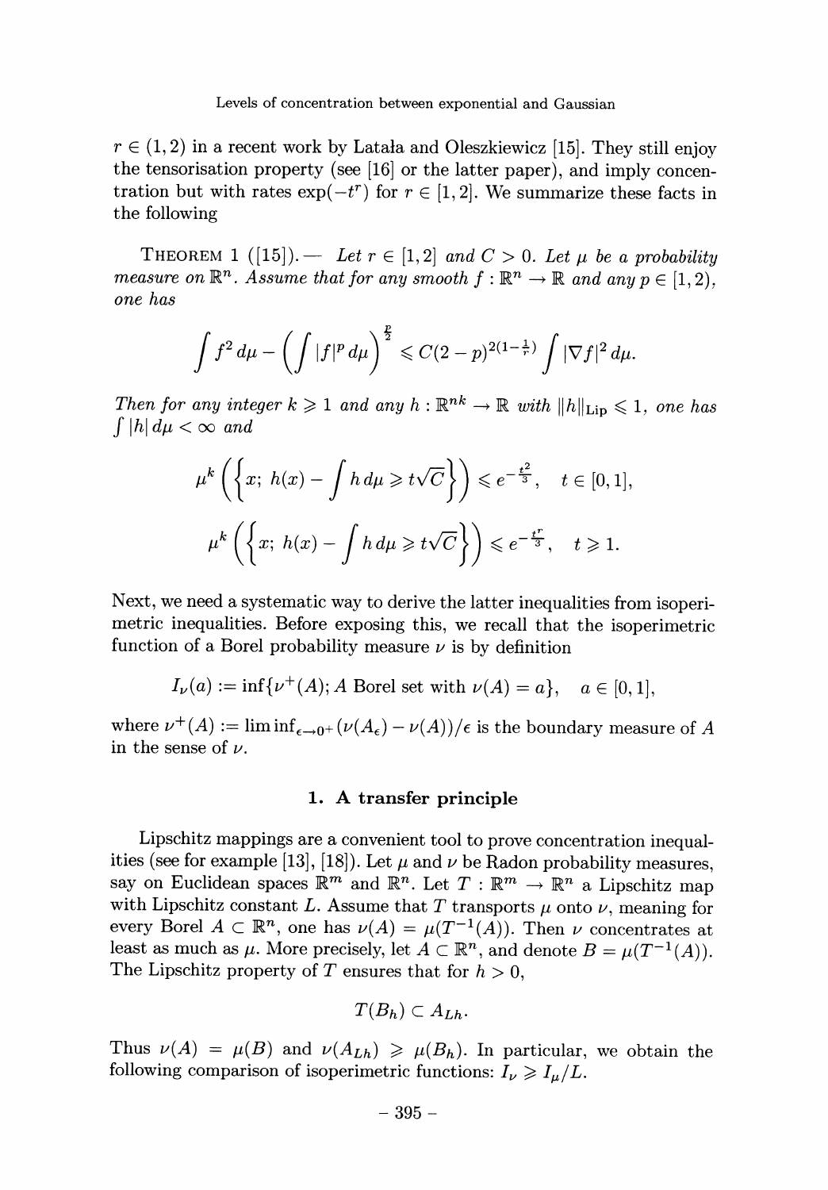$r \in (1,2)$ in a recent work by Latała and Oleszkiewicz [15]. They still enjoy the tensorisation property (see [16] or the latter paper), and imply concentration but with rates $\exp(-t^r)$ for $r \in [1,2]$. We summarize these facts in the following

THEOREM 1 ([15]). — *Let $r \in [1,2]$ and $C > 0$. Let $\mu$ be a probability measure on $\mathbb{R}^n$. Assume that for any smooth $f : \mathbb{R}^n \to \mathbb{R}$ and any $p \in [1,2)$, one has*

$$\int f^2 \, d\mu - \left( \int |f|^p \, d\mu \right)^{\frac{p}{2}} \leqslant C(2-p)^{2(1-\frac{1}{r})} \int |\nabla f|^2 \, d\mu.$$

*Then for any integer $k \geqslant 1$ and any $h : \mathbb{R}^{nk} \to \mathbb{R}$ with $\|h\|_{\mathrm{Lip}} \leqslant 1$, one has $\int |h| \, d\mu < \infty$ and*

$$\mu^k \left( \left\{ x;\ h(x) - \int h \, d\mu \geqslant t\sqrt{C} \right\} \right) \leqslant e^{-\frac{t^2}{3}}, \quad t \in [0,1],$$

$$\mu^k \left( \left\{ x;\ h(x) - \int h \, d\mu \geqslant t\sqrt{C} \right\} \right) \leqslant e^{-\frac{t^r}{3}}, \quad t \geqslant 1.$$

Next, we need a systematic way to derive the latter inequalities from isoperimetric inequalities. Before exposing this, we recall that the isoperimetric function of a Borel probability measure $\nu$ is by definition

$$I_\nu(a) := \inf\{\nu^+(A);\ A \text{ Borel set with } \nu(A) = a\}, \quad a \in [0,1],$$

where $\nu^+(A) := \liminf_{\epsilon \to 0^+} (\nu(A_\epsilon) - \nu(A))/\epsilon$ is the boundary measure of $A$ in the sense of $\nu$.

## 1. A transfer principle

Lipschitz mappings are a convenient tool to prove concentration inequalities (see for example [13], [18]). Let $\mu$ and $\nu$ be Radon probability measures, say on Euclidean spaces $\mathbb{R}^m$ and $\mathbb{R}^n$. Let $T : \mathbb{R}^m \to \mathbb{R}^n$ a Lipschitz map with Lipschitz constant $L$. Assume that $T$ transports $\mu$ onto $\nu$, meaning for every Borel $A \subset \mathbb{R}^n$, one has $\nu(A) = \mu(T^{-1}(A))$. Then $\nu$ concentrates at least as much as $\mu$. More precisely, let $A \subset \mathbb{R}^n$, and denote $B = \mu(T^{-1}(A))$. The Lipschitz property of $T$ ensures that for $h > 0$,

$$T(B_h) \subset A_{Lh}.$$

Thus $\nu(A) = \mu(B)$ and $\nu(A_{Lh}) \geqslant \mu(B_h)$. In particular, we obtain the following comparison of isoperimetric functions: $I_\nu \geqslant I_\mu / L$.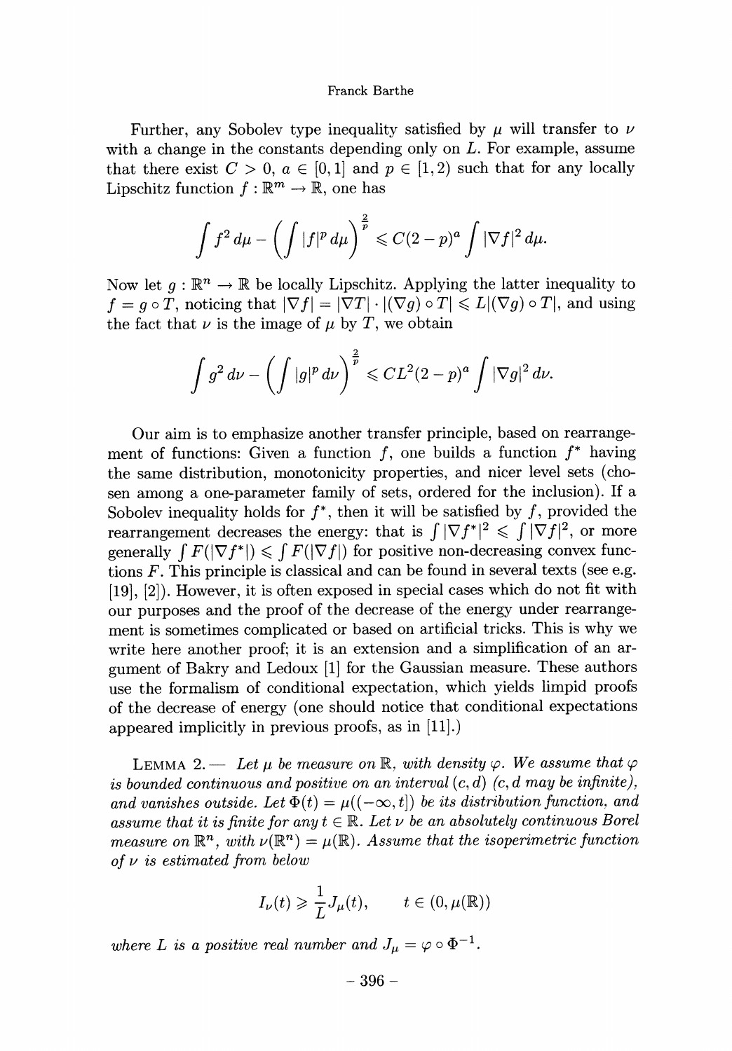Further, any Sobolev type inequality satisfied by $\mu$ will transfer to $\nu$ with a change in the constants depending only on $L$. For example, assume that there exist $C > 0$, $a \in [0,1]$ and $p \in [1,2)$ such that for any locally Lipschitz function $f : \mathbb{R}^m \to \mathbb{R}$, one has

$$\int f^2 \, d\mu - \left( \int |f|^p \, d\mu \right)^{\frac{2}{p}} \leqslant C(2-p)^a \int |\nabla f|^2 \, d\mu.$$

Now let $g : \mathbb{R}^n \to \mathbb{R}$ be locally Lipschitz. Applying the latter inequality to $f = g \circ T$, noticing that $|\nabla f| = |\nabla T| \cdot |(\nabla g) \circ T| \leqslant L |(\nabla g) \circ T|$, and using the fact that $\nu$ is the image of $\mu$ by $T$, we obtain

$$\int g^2 \, d\nu - \left( \int |g|^p \, d\nu \right)^{\frac{2}{p}} \leqslant CL^2(2-p)^a \int |\nabla g|^2 \, d\nu.$$

Our aim is to emphasize another transfer principle, based on rearrangement of functions: Given a function $f$, one builds a function $f^*$ having the same distribution, monotonicity properties, and nicer level sets (chosen among a one-parameter family of sets, ordered for the inclusion). If a Sobolev inequality holds for $f^*$, then it will be satisfied by $f$, provided the rearrangement decreases the energy: that is $\int |\nabla f^*|^2 \leqslant \int |\nabla f|^2$, or more generally $\int F(|\nabla f^*|) \leqslant \int F(|\nabla f|)$ for positive non-decreasing convex functions $F$. This principle is classical and can be found in several texts (see e.g. [19], [2]). However, it is often exposed in special cases which do not fit with our purposes and the proof of the decrease of the energy under rearrangement is sometimes complicated or based on artificial tricks. This is why we write here another proof; it is an extension and a simplification of an argument of Bakry and Ledoux [1] for the Gaussian measure. These authors use the formalism of conditional expectation, which yields limpid proofs of the decrease of energy (one should notice that conditional expectations appeared implicitly in previous proofs, as in [11].)

LEMMA 2. — *Let $\mu$ be measure on $\mathbb{R}$, with density $\varphi$. We assume that $\varphi$ is bounded continuous and positive on an interval $(c,d)$ ($c,d$ may be infinite), and vanishes outside. Let $\Phi(t) = \mu((-\infty, t])$ be its distribution function, and assume that it is finite for any $t \in \mathbb{R}$. Let $\nu$ be an absolutely continuous Borel measure on $\mathbb{R}^n$, with $\nu(\mathbb{R}^n) = \mu(\mathbb{R})$. Assume that the isoperimetric function of $\nu$ is estimated from below*

$$I_\nu(t) \geqslant \frac{1}{L} J_\mu(t), \qquad t \in (0, \mu(\mathbb{R}))$$

*where $L$ is a positive real number and $J_\mu = \varphi \circ \Phi^{-1}$.*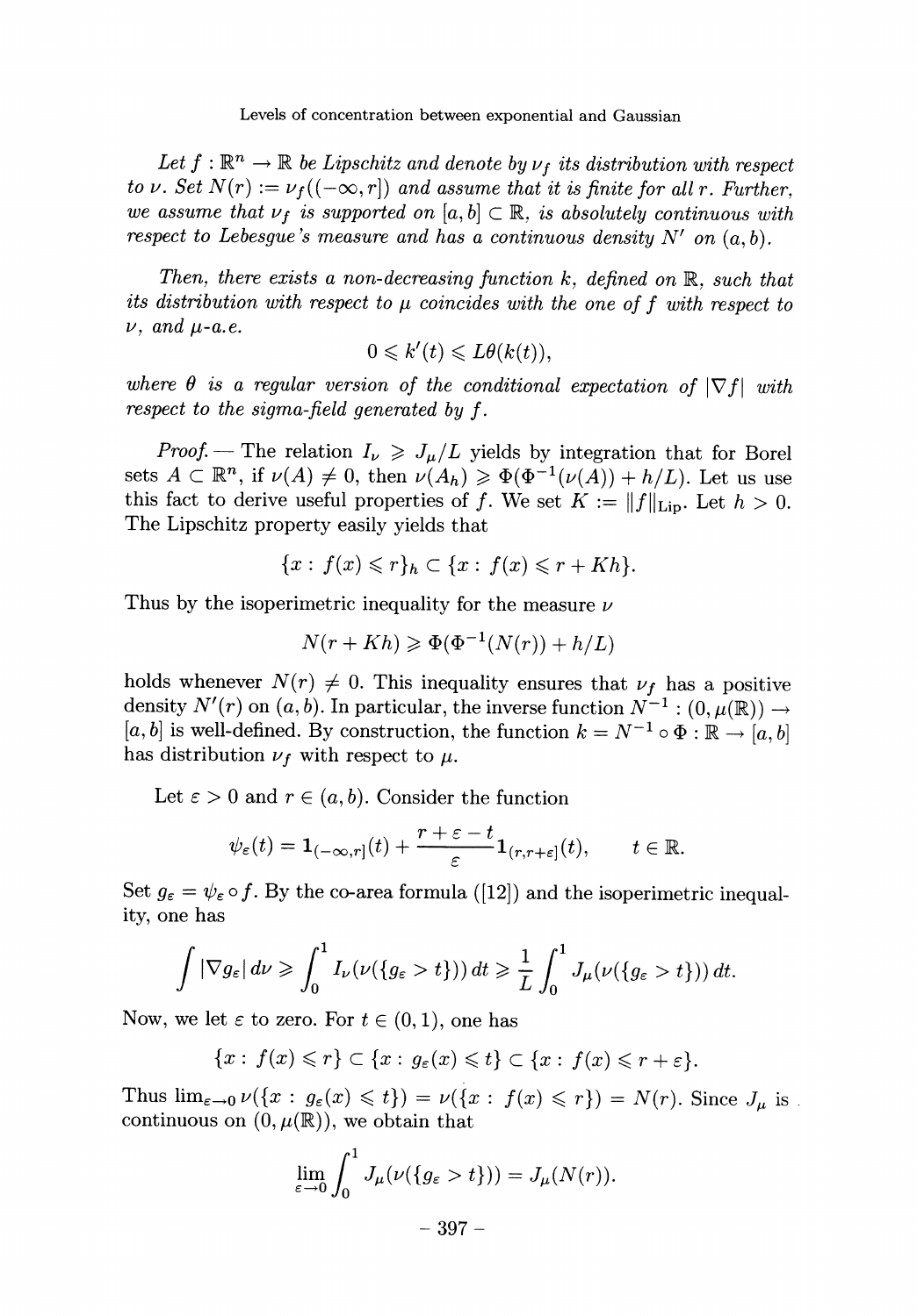*Let $f : \mathbb{R}^n \to \mathbb{R}$ be Lipschitz and denote by $\nu_f$ its distribution with respect to $\nu$. Set $N(r) := \nu_f((-\infty, r])$ and assume that it is finite for all $r$. Further, we assume that $\nu_f$ is supported on $[a, b] \subset \mathbb{R}$, is absolutely continuous with respect to Lebesgue's measure and has a continuous density $N'$ on $(a, b)$.*

*Then, there exists a non-decreasing function $k$, defined on $\mathbb{R}$, such that its distribution with respect to $\mu$ coincides with the one of $f$ with respect to $\nu$, and $\mu$-a.e.*

$$0 \leqslant k'(t) \leqslant L\theta(k(t)),$$

*where $\theta$ is a regular version of the conditional expectation of $|\nabla f|$ with respect to the sigma-field generated by $f$.*

*Proof.* — The relation $I_\nu \geqslant J_\mu / L$ yields by integration that for Borel sets $A \subset \mathbb{R}^n$, if $\nu(A) \neq 0$, then $\nu(A_h) \geqslant \Phi(\Phi^{-1}(\nu(A)) + h/L)$. Let us use this fact to derive useful properties of $f$. We set $K := \|f\|_{\mathrm{Lip}}$. Let $h > 0$. The Lipschitz property easily yields that

$$\{x : f(x) \leqslant r\}_h \subset \{x : f(x) \leqslant r + Kh\}.$$

Thus by the isoperimetric inequality for the measure $\nu$

$$N(r + Kh) \geqslant \Phi(\Phi^{-1}(N(r)) + h/L)$$

holds whenever $N(r) \neq 0$. This inequality ensures that $\nu_f$ has a positive density $N'(r)$ on $(a, b)$. In particular, the inverse function $N^{-1} : (0, \mu(\mathbb{R})) \to [a, b]$ is well-defined. By construction, the function $k = N^{-1} \circ \Phi : \mathbb{R} \to [a, b]$ has distribution $\nu_f$ with respect to $\mu$.

Let $\varepsilon > 0$ and $r \in (a, b)$. Consider the function

$$\psi_\varepsilon(t) = \mathbf{1}_{(-\infty, r]}(t) + \frac{r + \varepsilon - t}{\varepsilon} \mathbf{1}_{(r, r+\varepsilon]}(t), \qquad t \in \mathbb{R}.$$

Set $g_\varepsilon = \psi_\varepsilon \circ f$. By the co-area formula ([12]) and the isoperimetric inequality, one has

$$\int |\nabla g_\varepsilon| \, d\nu \geqslant \int_0^1 I_\nu(\nu(\{g_\varepsilon > t\})) \, dt \geqslant \frac{1}{L} \int_0^1 J_\mu(\nu(\{g_\varepsilon > t\})) \, dt.$$

Now, we let $\varepsilon$ to zero. For $t \in (0, 1)$, one has

$$\{x : f(x) \leqslant r\} \subset \{x : g_\varepsilon(x) \leqslant t\} \subset \{x : f(x) \leqslant r + \varepsilon\}.$$

Thus $\lim_{\varepsilon \to 0} \nu(\{x : g_\varepsilon(x) \leqslant t\}) = \nu(\{x : f(x) \leqslant r\}) = N(r)$. Since $J_\mu$ is continuous on $(0, \mu(\mathbb{R}))$, we obtain that

$$\lim_{\varepsilon \to 0} \int_0^1 J_\mu(\nu(\{g_\varepsilon > t\})) = J_\mu(N(r)).$$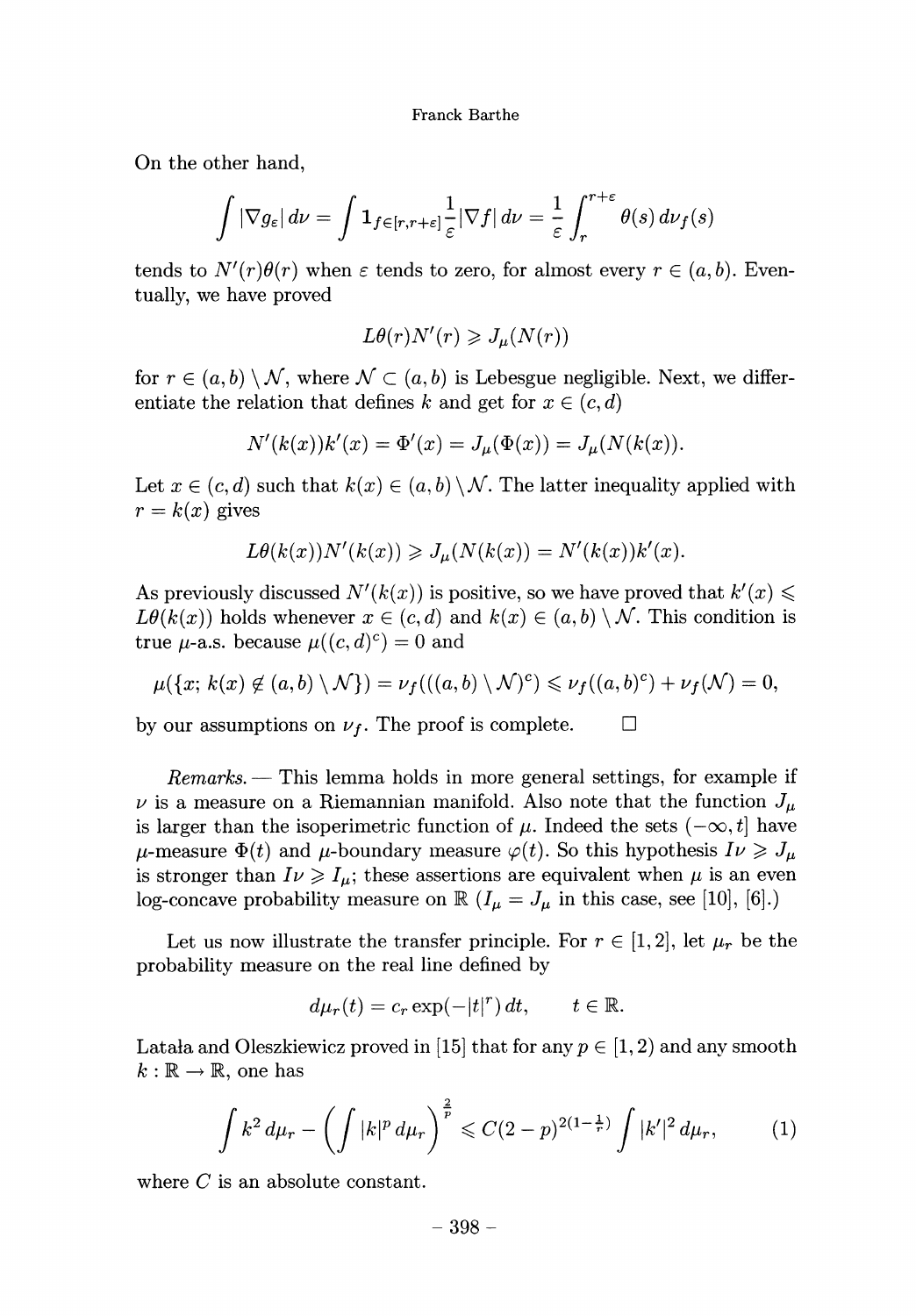On the other hand,

$$\int |\nabla g_\varepsilon|\, d\nu = \int \mathbf{1}_{f\in[r,r+\varepsilon]} \frac{1}{\varepsilon} |\nabla f|\, d\nu = \frac{1}{\varepsilon}\int_r^{r+\varepsilon} \theta(s)\, d\nu_f(s)$$

tends to $N'(r)\theta(r)$ when $\varepsilon$ tends to zero, for almost every $r \in (a,b)$. Eventually, we have proved

$$L\theta(r)N'(r) \geqslant J_\mu(N(r))$$

for $r \in (a,b)\setminus \mathcal{N}$, where $\mathcal{N} \subset (a,b)$ is Lebesgue negligible. Next, we differentiate the relation that defines $k$ and get for $x \in (c,d)$

$$N'(k(x))k'(x) = \Phi'(x) = J_\mu(\Phi(x)) = J_\mu(N(k(x)).$$

Let $x \in (c,d)$ such that $k(x) \in (a,b)\setminus\mathcal{N}$. The latter inequality applied with $r = k(x)$ gives

$$L\theta(k(x))N'(k(x)) \geqslant J_\mu(N(k(x)) = N'(k(x))k'(x).$$

As previously discussed $N'(k(x))$ is positive, so we have proved that $k'(x) \leqslant L\theta(k(x))$ holds whenever $x \in (c,d)$ and $k(x) \in (a,b)\setminus\mathcal{N}$. This condition is true $\mu$-a.s. because $\mu((c,d)^c) = 0$ and

$$\mu(\{x;\, k(x) \notin (a,b)\setminus\mathcal{N}\}) = \nu_f(((a,b)\setminus\mathcal{N})^c) \leqslant \nu_f((a,b)^c) + \nu_f(\mathcal{N}) = 0,$$

by our assumptions on $\nu_f$. The proof is complete. $\square$

*Remarks.* — This lemma holds in more general settings, for example if $\nu$ is a measure on a Riemannian manifold. Also note that the function $J_\mu$ is larger than the isoperimetric function of $\mu$. Indeed the sets $(-\infty, t]$ have $\mu$-measure $\Phi(t)$ and $\mu$-boundary measure $\varphi(t)$. So this hypothesis $I\nu \geqslant J_\mu$ is stronger than $I\nu \geqslant I_\mu$; these assertions are equivalent when $\mu$ is an even log-concave probability measure on $\mathbb{R}$ ($I_\mu = J_\mu$ in this case, see [10], [6].)

Let us now illustrate the transfer principle. For $r \in [1,2]$, let $\mu_r$ be the probability measure on the real line defined by

$$d\mu_r(t) = c_r \exp(-|t|^r)\, dt, \qquad t \in \mathbb{R}.$$

Latała and Oleszkiewicz proved in [15] that for any $p \in [1,2)$ and any smooth $k : \mathbb{R} \to \mathbb{R}$, one has

$$\int k^2\, d\mu_r - \left(\int |k|^p\, d\mu_r\right)^{\frac{2}{p}} \leqslant C(2-p)^{2(1-\frac{1}{r})} \int |k'|^2\, d\mu_r, \qquad (1)$$

where $C$ is an absolute constant.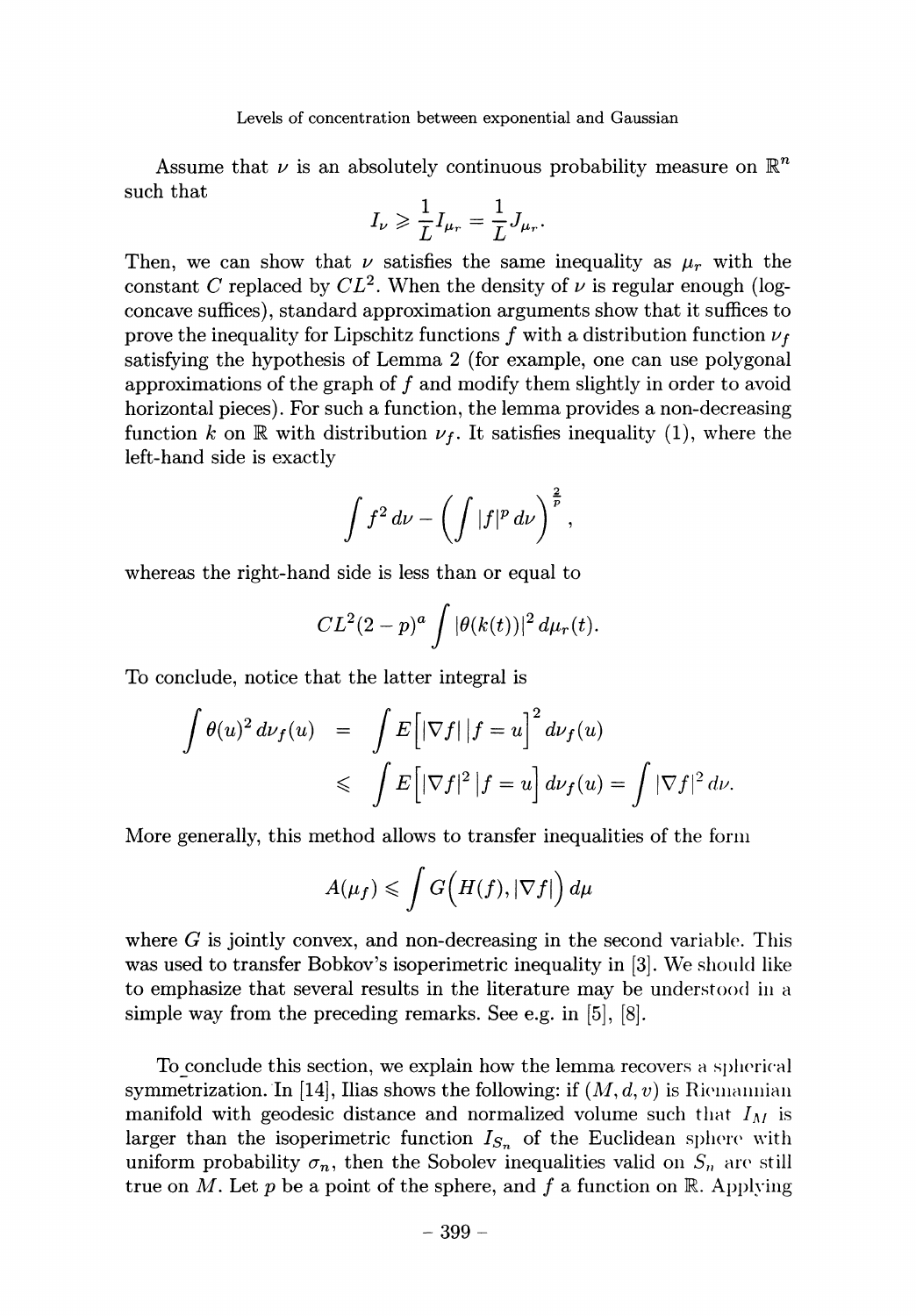Assume that $\nu$ is an absolutely continuous probability measure on $\mathbb{R}^n$ such that

$$I_\nu \geqslant \frac{1}{L} I_{\mu_r} = \frac{1}{L} J_{\mu_r}.$$

Then, we can show that $\nu$ satisfies the same inequality as $\mu_r$ with the constant $C$ replaced by $CL^2$. When the density of $\nu$ is regular enough (log-concave suffices), standard approximation arguments show that it suffices to prove the inequality for Lipschitz functions $f$ with a distribution function $\nu_f$ satisfying the hypothesis of Lemma 2 (for example, one can use polygonal approximations of the graph of $f$ and modify them slightly in order to avoid horizontal pieces). For such a function, the lemma provides a non-decreasing function $k$ on $\mathbb{R}$ with distribution $\nu_f$. It satisfies inequality (1), where the left-hand side is exactly

$$\int f^2 \, d\nu - \left( \int |f|^p \, d\nu \right)^{\frac{2}{p}},$$

whereas the right-hand side is less than or equal to

$$CL^2 (2-p)^a \int |\theta(k(t))|^2 \, d\mu_r(t).$$

To conclude, notice that the latter integral is

$$\begin{aligned} \int \theta(u)^2 \, d\nu_f(u) &= \int E\Big[ |\nabla f| \, | f = u \Big]^2 d\nu_f(u) \\ &\leqslant \int E\Big[ |\nabla f|^2 \, | f = u \Big] d\nu_f(u) = \int |\nabla f|^2 \, d\nu. \end{aligned}$$

More generally, this method allows to transfer inequalities of the form

$$A(\mu_f) \leqslant \int G\Big( H(f), |\nabla f| \Big) \, d\mu$$

where $G$ is jointly convex, and non-decreasing in the second variable. This was used to transfer Bobkov's isoperimetric inequality in [3]. We should like to emphasize that several results in the literature may be understood in a simple way from the preceding remarks. See e.g. in [5], [8].

To conclude this section, we explain how the lemma recovers a spherical symmetrization. In [14], Ilias shows the following: if $(M, d, v)$ is Riemannian manifold with geodesic distance and normalized volume such that $I_M$ is larger than the isoperimetric function $I_{S_n}$ of the Euclidean sphere with uniform probability $\sigma_n$, then the Sobolev inequalities valid on $S_n$ are still true on $M$. Let $p$ be a point of the sphere, and $f$ a function on $\mathbb{R}$. Applying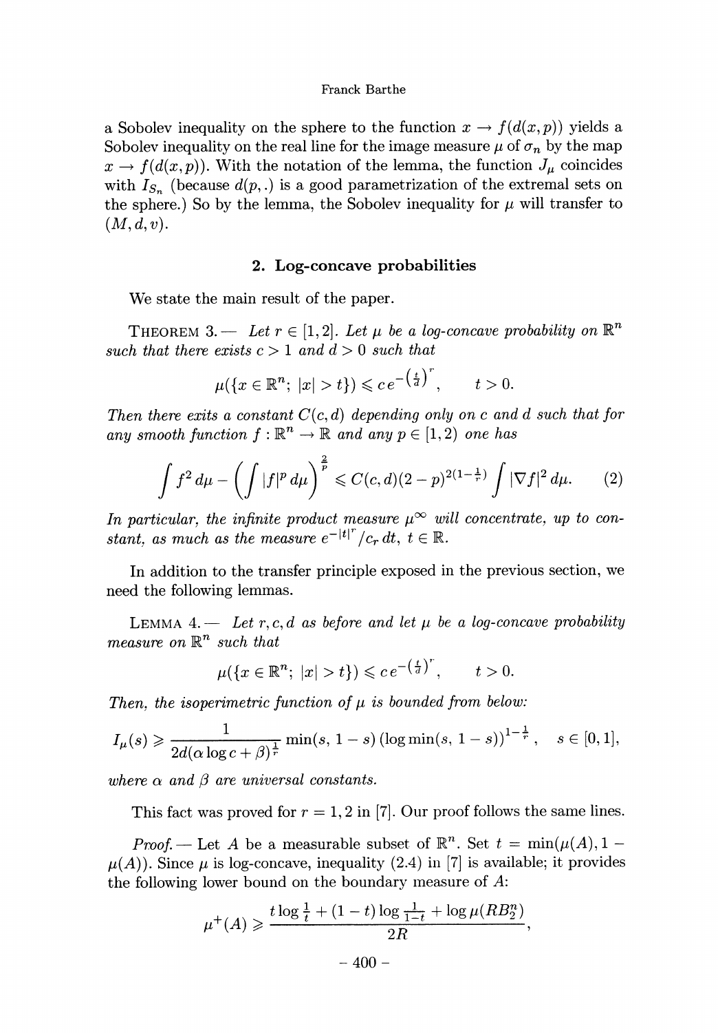a Sobolev inequality on the sphere to the function $x \to f(d(x,p))$ yields a Sobolev inequality on the real line for the image measure $\mu$ of $\sigma_n$ by the map $x \to f(d(x,p))$. With the notation of the lemma, the function $J_\mu$ coincides with $I_{S_n}$ (because $d(p,.)$ is a good parametrization of the extremal sets on the sphere.) So by the lemma, the Sobolev inequality for $\mu$ will transfer to $(M, d, v)$.

## 2. Log-concave probabilities

We state the main result of the paper.

THEOREM 3. — *Let $r \in [1,2]$. Let $\mu$ be a log-concave probability on $\mathbb{R}^n$ such that there exists $c > 1$ and $d > 0$ such that*

$$\mu(\{x \in \mathbb{R}^n;\ |x| > t\}) \leqslant c\, e^{-\left(\frac{t}{d}\right)^r}, \qquad t > 0.$$

*Then there exits a constant $C(c,d)$ depending only on $c$ and $d$ such that for any smooth function $f : \mathbb{R}^n \to \mathbb{R}$ and any $p \in [1,2)$ one has*

$$\int f^2\, d\mu - \left(\int |f|^p\, d\mu\right)^{\frac{2}{p}} \leqslant C(c,d)(2-p)^{2(1-\frac{1}{r})} \int |\nabla f|^2\, d\mu. \tag{2}$$

*In particular, the infinite product measure $\mu^\infty$ will concentrate, up to constant, as much as the measure $e^{-|t|^r}/c_r\, dt$, $t \in \mathbb{R}$.*

In addition to the transfer principle exposed in the previous section, we need the following lemmas.

LEMMA 4. — *Let $r, c, d$ as before and let $\mu$ be a log-concave probability measure on $\mathbb{R}^n$ such that*

$$\mu(\{x \in \mathbb{R}^n;\ |x| > t\}) \leqslant c\, e^{-\left(\frac{t}{d}\right)^r}, \qquad t > 0.$$

*Then, the isoperimetric function of $\mu$ is bounded from below:*

$$I_\mu(s) \geqslant \frac{1}{2d(\alpha \log c + \beta)^{\frac{1}{r}}} \min(s,\, 1-s) \left(\log \min(s,\, 1-s)\right)^{1-\frac{1}{r}}, \quad s \in [0,1],$$

*where $\alpha$ and $\beta$ are universal constants.*

This fact was proved for $r = 1, 2$ in [7]. Our proof follows the same lines.

*Proof.* — Let $A$ be a measurable subset of $\mathbb{R}^n$. Set $t = \min(\mu(A), 1 - \mu(A))$. Since $\mu$ is log-concave, inequality (2.4) in [7] is available; it provides the following lower bound on the boundary measure of $A$:

$$\mu^+(A) \geqslant \frac{t \log \frac{1}{t} + (1-t)\log \frac{1}{1-t} + \log \mu(RB_2^n)}{2R},$$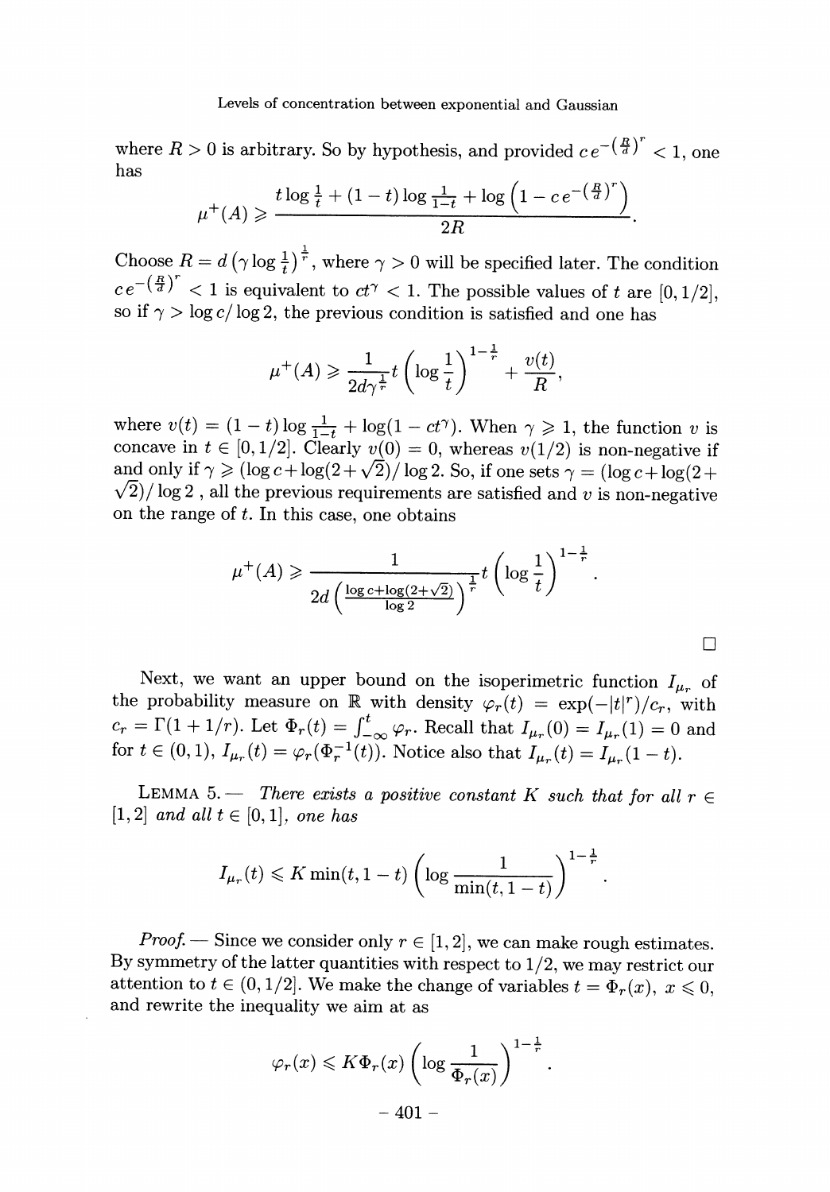where $R > 0$ is arbitrary. So by hypothesis, and provided $c\, e^{-\left(\frac{R}{d}\right)^r} < 1$, one has

$$\mu^+(A) \geqslant \frac{t \log \frac{1}{t} + (1-t) \log \frac{1}{1-t} + \log \left(1 - c e^{-\left(\frac{R}{d}\right)^r}\right)}{2R}.$$

Choose $R = d\left(\gamma \log \frac{1}{t}\right)^{\frac{1}{r}}$, where $\gamma > 0$ will be specified later. The condition $c e^{-\left(\frac{R}{d}\right)^r} < 1$ is equivalent to $ct^\gamma < 1$. The possible values of $t$ are $[0, 1/2]$, so if $\gamma > \log c / \log 2$, the previous condition is satisfied and one has

$$\mu^+(A) \geqslant \frac{1}{2d\gamma^{\frac{1}{r}}} t \left(\log \frac{1}{t}\right)^{1-\frac{1}{r}} + \frac{v(t)}{R},$$

where $v(t) = (1-t) \log \frac{1}{1-t} + \log(1 - ct^\gamma)$. When $\gamma \geqslant 1$, the function $v$ is concave in $t \in [0, 1/2]$. Clearly $v(0) = 0$, whereas $v(1/2)$ is non-negative if and only if $\gamma \geqslant (\log c + \log(2+\sqrt{2})/\log 2$. So, if one sets $\gamma = (\log c + \log(2 + \sqrt{2})/\log 2$ , all the previous requirements are satisfied and $v$ is non-negative on the range of $t$. In this case, one obtains

$$\mu^+(A) \geqslant \frac{1}{2d\left(\frac{\log c + \log(2+\sqrt{2})}{\log 2}\right)^{\frac{1}{r}}} t \left(\log \frac{1}{t}\right)^{1-\frac{1}{r}}.$$

□

Next, we want an upper bound on the isoperimetric function $I_{\mu_r}$ of the probability measure on $\mathbb{R}$ with density $\varphi_r(t) = \exp(-|t|^r)/c_r$, with $c_r = \Gamma(1 + 1/r)$. Let $\Phi_r(t) = \int_{-\infty}^t \varphi_r$. Recall that $I_{\mu_r}(0) = I_{\mu_r}(1) = 0$ and for $t \in (0, 1)$, $I_{\mu_r}(t) = \varphi_r(\Phi_r^{-1}(t))$. Notice also that $I_{\mu_r}(t) = I_{\mu_r}(1-t)$.

LEMMA 5. — *There exists a positive constant $K$ such that for all $r \in [1, 2]$ and all $t \in [0, 1]$, one has*

$$I_{\mu_r}(t) \leqslant K \min(t, 1-t) \left(\log \frac{1}{\min(t, 1-t)}\right)^{1-\frac{1}{r}}.$$

*Proof.* — Since we consider only $r \in [1, 2]$, we can make rough estimates. By symmetry of the latter quantities with respect to $1/2$, we may restrict our attention to $t \in (0, 1/2]$. We make the change of variables $t = \Phi_r(x)$, $x \leqslant 0$, and rewrite the inequality we aim at as

$$\varphi_r(x) \leqslant K \Phi_r(x) \left(\log \frac{1}{\Phi_r(x)}\right)^{1-\frac{1}{r}}.$$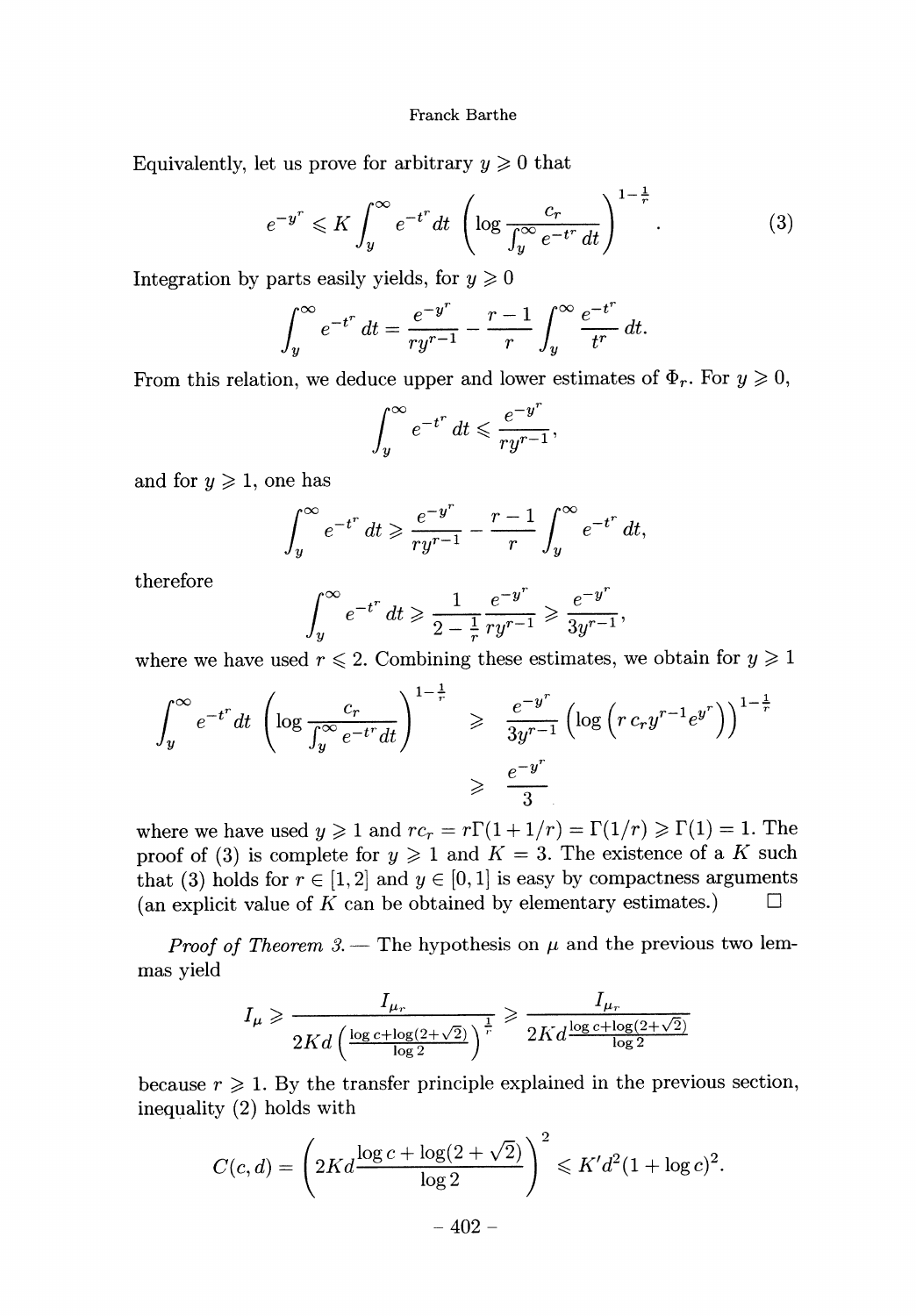Equivalently, let us prove for arbitrary $y \geqslant 0$ that

$$e^{-y^r} \leqslant K \int_y^\infty e^{-t^r} dt \left( \log \frac{c_r}{\int_y^\infty e^{-t^r} dt} \right)^{1-\frac{1}{r}}. \tag{3}$$

Integration by parts easily yields, for $y \geqslant 0$

$$\int_y^\infty e^{-t^r} dt = \frac{e^{-y^r}}{ry^{r-1}} - \frac{r-1}{r} \int_y^\infty \frac{e^{-t^r}}{t^r} dt.$$

From this relation, we deduce upper and lower estimates of $\Phi_r$. For $y \geqslant 0$,

$$\int_y^\infty e^{-t^r} dt \leqslant \frac{e^{-y^r}}{ry^{r-1}},$$

and for $y \geqslant 1$, one has

$$\int_y^\infty e^{-t^r} dt \geqslant \frac{e^{-y^r}}{ry^{r-1}} - \frac{r-1}{r} \int_y^\infty e^{-t^r} dt,$$

therefore

$$\int_y^\infty e^{-t^r} dt \geqslant \frac{1}{2 - \frac{1}{r}} \frac{e^{-y^r}}{ry^{r-1}} \geqslant \frac{e^{-y^r}}{3y^{r-1}},$$

where we have used $r \leqslant 2$. Combining these estimates, we obtain for $y \geqslant 1$

$$\begin{aligned} \int_y^\infty e^{-t^r} dt \left( \log \frac{c_r}{\int_y^\infty e^{-t^r} dt} \right)^{1-\frac{1}{r}} &\geqslant \frac{e^{-y^r}}{3y^{r-1}} \left( \log \left( r\, c_r y^{r-1} e^{y^r} \right) \right)^{1-\frac{1}{r}} \\ &\geqslant \frac{e^{-y^r}}{3} \end{aligned}$$

where we have used $y \geqslant 1$ and $rc_r = r\Gamma(1+1/r) = \Gamma(1/r) \geqslant \Gamma(1) = 1$. The proof of (3) is complete for $y \geqslant 1$ and $K = 3$. The existence of a $K$ such that (3) holds for $r \in [1,2]$ and $y \in [0,1]$ is easy by compactness arguments (an explicit value of $K$ can be obtained by elementary estimates.) $\square$

*Proof of Theorem 3.* — The hypothesis on $\mu$ and the previous two lemmas yield

$$I_\mu \geqslant \frac{I_{\mu_r}}{2Kd \left( \frac{\log c + \log(2+\sqrt{2})}{\log 2} \right)^{\frac{1}{r}}} \geqslant \frac{I_{\mu_r}}{2Kd \frac{\log c + \log(2+\sqrt{2})}{\log 2}}$$

because $r \geqslant 1$. By the transfer principle explained in the previous section, inequality (2) holds with

$$C(c,d) = \left( 2Kd \frac{\log c + \log(2+\sqrt{2})}{\log 2} \right)^2 \leqslant K' d^2 (1 + \log c)^2.$$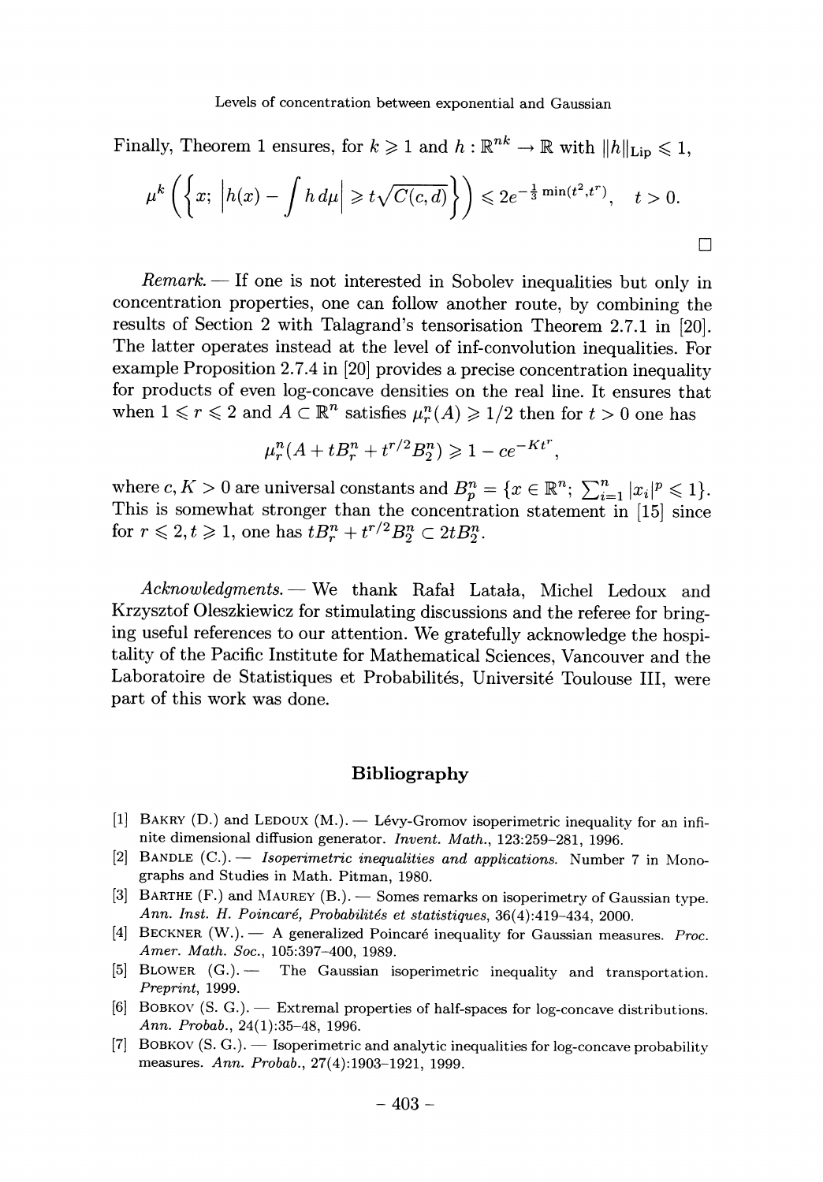Finally, Theorem 1 ensures, for $k \geqslant 1$ and $h : \mathbb{R}^{nk} \to \mathbb{R}$ with $\|h\|_{\text{Lip}} \leqslant 1$,

$$\mu^k \left( \left\{ x;\ \left| h(x) - \int h \, d\mu \right| \geqslant t\sqrt{C(c,d)} \right\} \right) \leqslant 2e^{-\frac{1}{3}\min(t^2, t^r)}, \quad t > 0.$$

□

*Remark.* — If one is not interested in Sobolev inequalities but only in concentration properties, one can follow another route, by combining the results of Section 2 with Talagrand's tensorisation Theorem 2.7.1 in [20]. The latter operates instead at the level of inf-convolution inequalities. For example Proposition 2.7.4 in [20] provides a precise concentration inequality for products of even log-concave densities on the real line. It ensures that when $1 \leqslant r \leqslant 2$ and $A \subset \mathbb{R}^n$ satisfies $\mu_r^n(A) \geqslant 1/2$ then for $t > 0$ one has

$$\mu_r^n(A + tB_r^n + t^{r/2}B_2^n) \geqslant 1 - ce^{-Kt^r},$$

where $c, K > 0$ are universal constants and $B_p^n = \{x \in \mathbb{R}^n;\ \sum_{i=1}^n |x_i|^p \leqslant 1\}$. This is somewhat stronger than the concentration statement in [15] since for $r \leqslant 2, t \geqslant 1$, one has $tB_r^n + t^{r/2}B_2^n \subset 2tB_2^n$.

*Acknowledgments.* — We thank Rafał Latała, Michel Ledoux and Krzysztof Oleszkiewicz for stimulating discussions and the referee for bringing useful references to our attention. We gratefully acknowledge the hospitality of the Pacific Institute for Mathematical Sciences, Vancouver and the Laboratoire de Statistiques et Probabilités, Université Toulouse III, were part of this work was done.

## Bibliography

[1] Bakry (D.) and Ledoux (M.). — Lévy-Gromov isoperimetric inequality for an infinite dimensional diffusion generator. *Invent. Math.*, 123:259–281, 1996.

[2] Bandle (C.). — *Isoperimetric inequalities and applications.* Number 7 in Monographs and Studies in Math. Pitman, 1980.

[3] Barthe (F.) and Maurey (B.). — Somes remarks on isoperimetry of Gaussian type. *Ann. Inst. H. Poincaré, Probabilités et statistiques*, 36(4):419–434, 2000.

[4] Beckner (W.). — A generalized Poincaré inequality for Gaussian measures. *Proc. Amer. Math. Soc.*, 105:397–400, 1989.

[5] Blower (G.). — The Gaussian isoperimetric inequality and transportation. *Preprint*, 1999.

[6] Bobkov (S. G.). — Extremal properties of half-spaces for log-concave distributions. *Ann. Probab.*, 24(1):35–48, 1996.

[7] Bobkov (S. G.). — Isoperimetric and analytic inequalities for log-concave probability measures. *Ann. Probab.*, 27(4):1903–1921, 1999.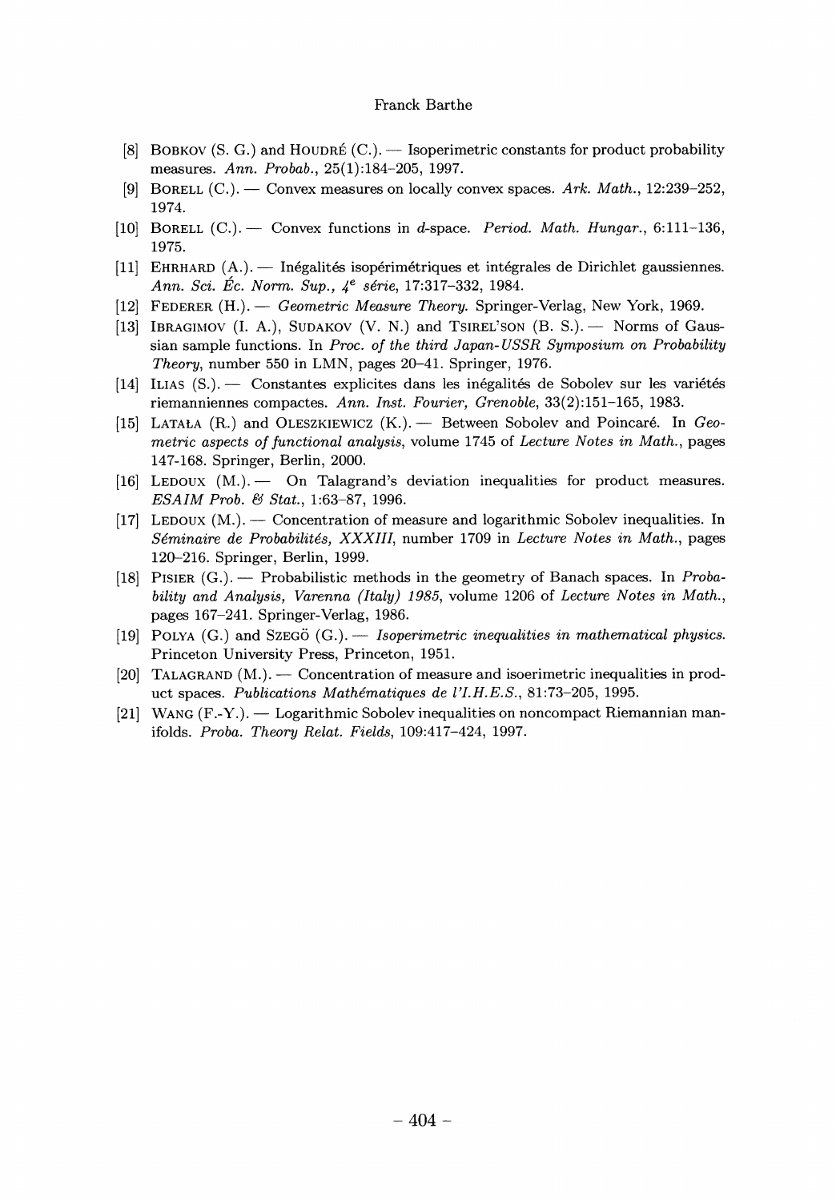[8] BOBKOV (S. G.) and HOUDRÉ (C.). — Isoperimetric constants for product probability measures. *Ann. Probab.*, 25(1):184–205, 1997.

[9] BORELL (C.). — Convex measures on locally convex spaces. *Ark. Math.*, 12:239–252, 1974.

[10] BORELL (C.). — Convex functions in *d*-space. *Period. Math. Hungar.*, 6:111–136, 1975.

[11] EHRHARD (A.). — Inégalités isopérimétriques et intégrales de Dirichlet gaussiennes. *Ann. Sci. Éc. Norm. Sup., 4^e série*, 17:317–332, 1984.

[12] FEDERER (H.). — *Geometric Measure Theory.* Springer-Verlag, New York, 1969.

[13] IBRAGIMOV (I. A.), SUDAKOV (V. N.) and TSIREL'SON (B. S.). — Norms of Gaussian sample functions. In *Proc. of the third Japan-USSR Symposium on Probability Theory*, number 550 in LMN, pages 20–41. Springer, 1976.

[14] ILIAS (S.). — Constantes explicites dans les inégalités de Sobolev sur les variétés riemanniennes compactes. *Ann. Inst. Fourier, Grenoble*, 33(2):151–165, 1983.

[15] LATAŁA (R.) and OLESZKIEWICZ (K.). — Between Sobolev and Poincaré. In *Geometric aspects of functional analysis*, volume 1745 of *Lecture Notes in Math.*, pages 147-168. Springer, Berlin, 2000.

[16] LEDOUX (M.). — On Talagrand's deviation inequalities for product measures. *ESAIM Prob. & Stat.*, 1:63–87, 1996.

[17] LEDOUX (M.). — Concentration of measure and logarithmic Sobolev inequalities. In *Séminaire de Probabilités, XXXIII*, number 1709 in *Lecture Notes in Math.*, pages 120–216. Springer, Berlin, 1999.

[18] PISIER (G.). — Probabilistic methods in the geometry of Banach spaces. In *Probability and Analysis, Varenna (Italy) 1985*, volume 1206 of *Lecture Notes in Math.*, pages 167–241. Springer-Verlag, 1986.

[19] POLYA (G.) and SZEGÖ (G.). — *Isoperimetric inequalities in mathematical physics.* Princeton University Press, Princeton, 1951.

[20] TALAGRAND (M.). — Concentration of measure and isoerimetric inequalities in product spaces. *Publications Mathématiques de l'I.H.E.S.*, 81:73–205, 1995.

[21] WANG (F.-Y.). — Logarithmic Sobolev inequalities on noncompact Riemannian manifolds. *Proba. Theory Relat. Fields*, 109:417–424, 1997.